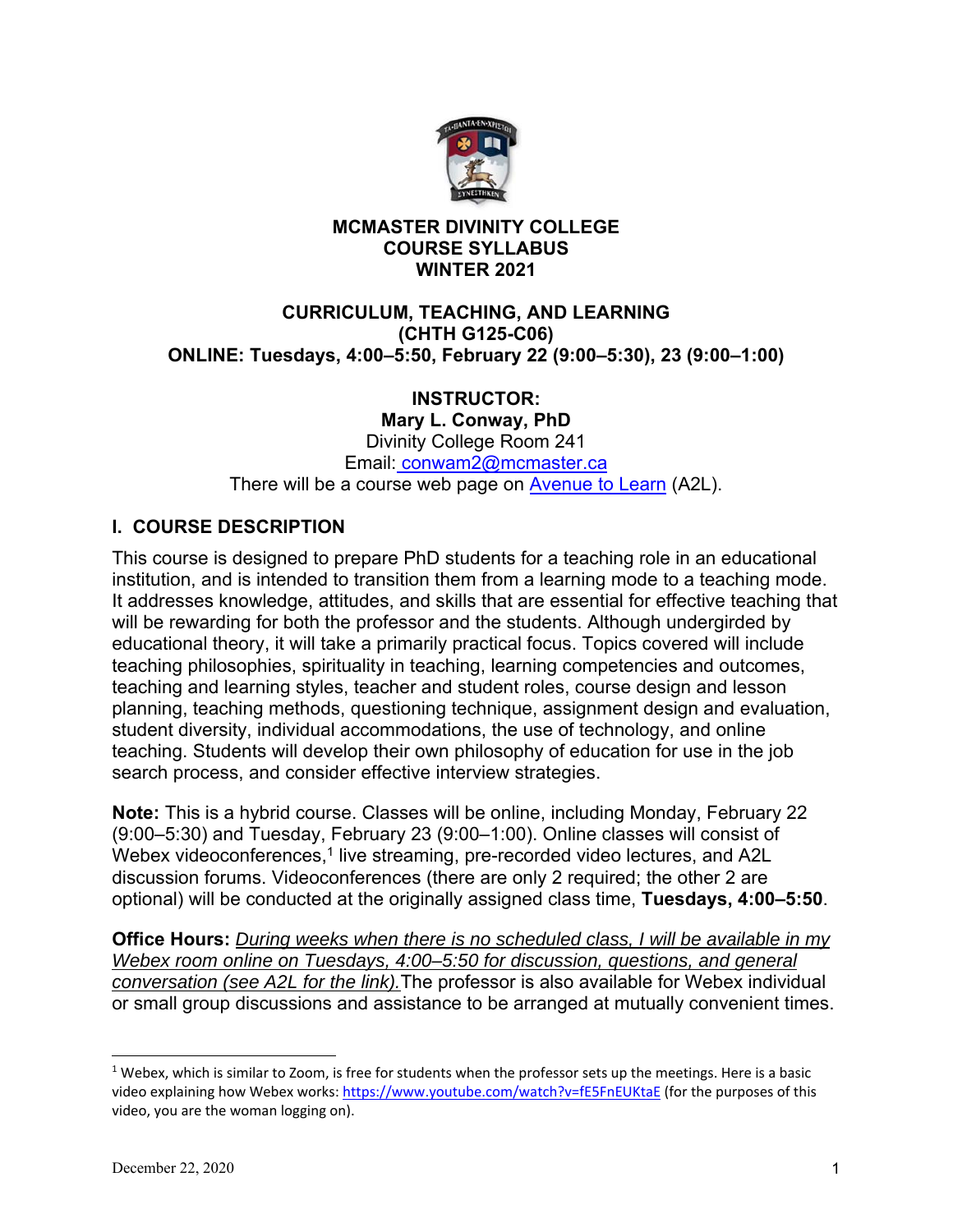**MCMASTER DIVINITY COLLEGE**
**COURSE SYLLABUS**
**WINTER 2021**

**CURRICULUM, TEACHING, AND LEARNING**
**(CHTH G125-C06)**
**ONLINE: Tuesdays, 4:00–5:50, February 22 (9:00–5:30), 23 (9:00–1:00)**

**INSTRUCTOR:**
**Mary L. Conway, PhD**
Divinity College Room 241
Email: conwam2@mcmaster.ca
There will be a course web page on Avenue to Learn (A2L).

## I. COURSE DESCRIPTION

This course is designed to prepare PhD students for a teaching role in an educational institution, and is intended to transition them from a learning mode to a teaching mode. It addresses knowledge, attitudes, and skills that are essential for effective teaching that will be rewarding for both the professor and the students. Although undergirded by educational theory, it will take a primarily practical focus. Topics covered will include teaching philosophies, spirituality in teaching, learning competencies and outcomes, teaching and learning styles, teacher and student roles, course design and lesson planning, teaching methods, questioning technique, assignment design and evaluation, student diversity, individual accommodations, the use of technology, and online teaching. Students will develop their own philosophy of education for use in the job search process, and consider effective interview strategies.

**Note:** This is a hybrid course. Classes will be online, including Monday, February 22 (9:00–5:30) and Tuesday, February 23 (9:00–1:00). Online classes will consist of Webex videoconferences,[1] live streaming, pre-recorded video lectures, and A2L discussion forums. Videoconferences (there are only 2 required; the other 2 are optional) will be conducted at the originally assigned class time, **Tuesdays, 4:00–5:50**.

**Office Hours:** *During weeks when there is no scheduled class, I will be available in my Webex room online on Tuesdays, 4:00–5:50 for discussion, questions, and general conversation (see A2L for the link).* The professor is also available for Webex individual or small group discussions and assistance to be arranged at mutually convenient times.

---

[1] Webex, which is similar to Zoom, is free for students when the professor sets up the meetings. Here is a basic video explaining how Webex works: https://www.youtube.com/watch?v=fE5FnEUKtaE (for the purposes of this video, you are the woman logging on).

December 22, 2020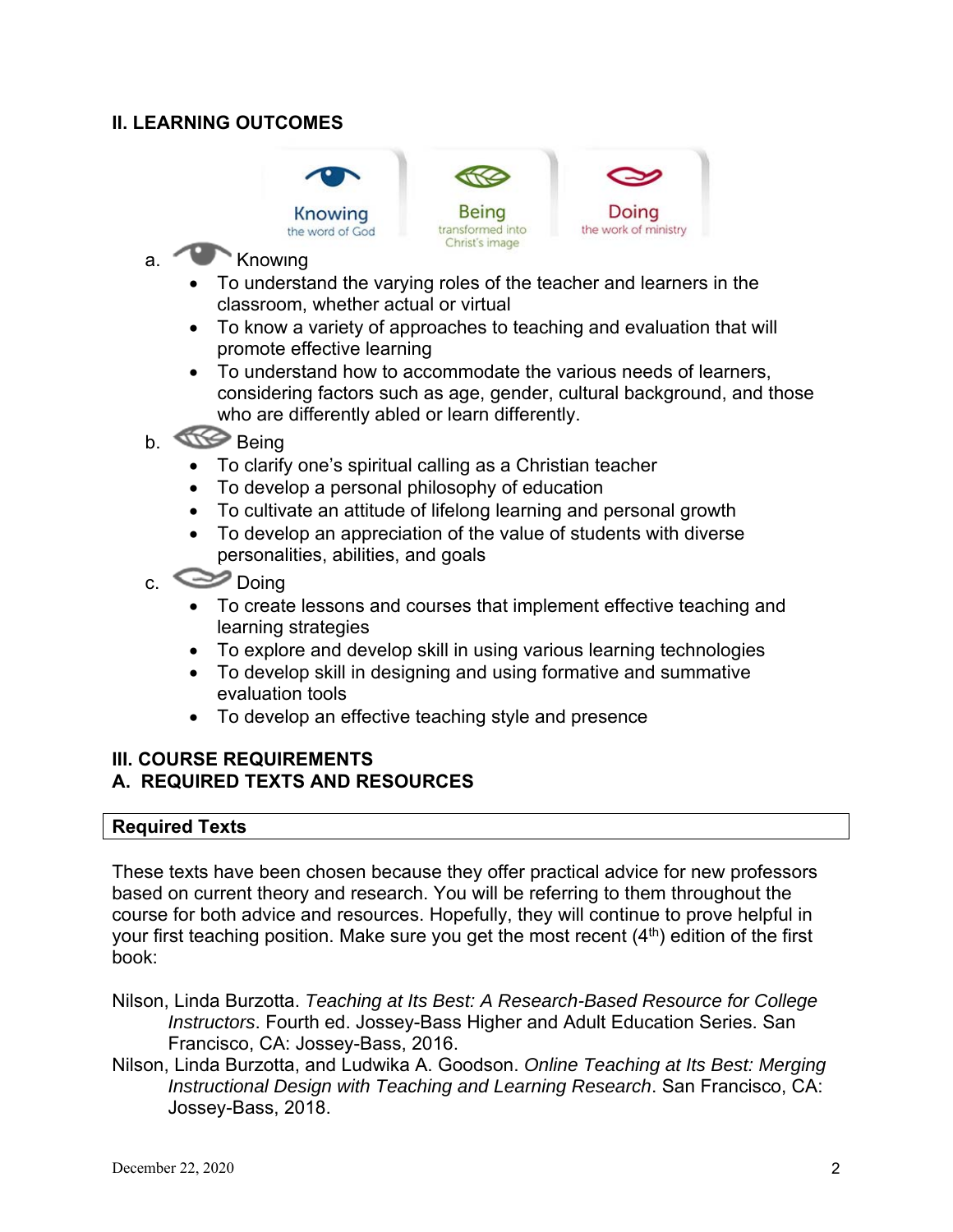## II. LEARNING OUTCOMES

Knowing — the word of God | Being — transformed into Christ's image | Doing — the work of ministry

a. Knowing
- To understand the varying roles of the teacher and learners in the classroom, whether actual or virtual
- To know a variety of approaches to teaching and evaluation that will promote effective learning
- To understand how to accommodate the various needs of learners, considering factors such as age, gender, cultural background, and those who are differently abled or learn differently.

b. Being
- To clarify one's spiritual calling as a Christian teacher
- To develop a personal philosophy of education
- To cultivate an attitude of lifelong learning and personal growth
- To develop an appreciation of the value of students with diverse personalities, abilities, and goals

c. Doing
- To create lessons and courses that implement effective teaching and learning strategies
- To explore and develop skill in using various learning technologies
- To develop skill in designing and using formative and summative evaluation tools
- To develop an effective teaching style and presence

## III. COURSE REQUIREMENTS

### A. REQUIRED TEXTS AND RESOURCES

| Required Texts |
|---|

These texts have been chosen because they offer practical advice for new professors based on current theory and research. You will be referring to them throughout the course for both advice and resources. Hopefully, they will continue to prove helpful in your first teaching position. Make sure you get the most recent (4th) edition of the first book:

Nilson, Linda Burzotta. *Teaching at Its Best: A Research-Based Resource for College Instructors*. Fourth ed. Jossey-Bass Higher and Adult Education Series. San Francisco, CA: Jossey-Bass, 2016.

Nilson, Linda Burzotta, and Ludwika A. Goodson. *Online Teaching at Its Best: Merging Instructional Design with Teaching and Learning Research*. San Francisco, CA: Jossey-Bass, 2018.

December 22, 2020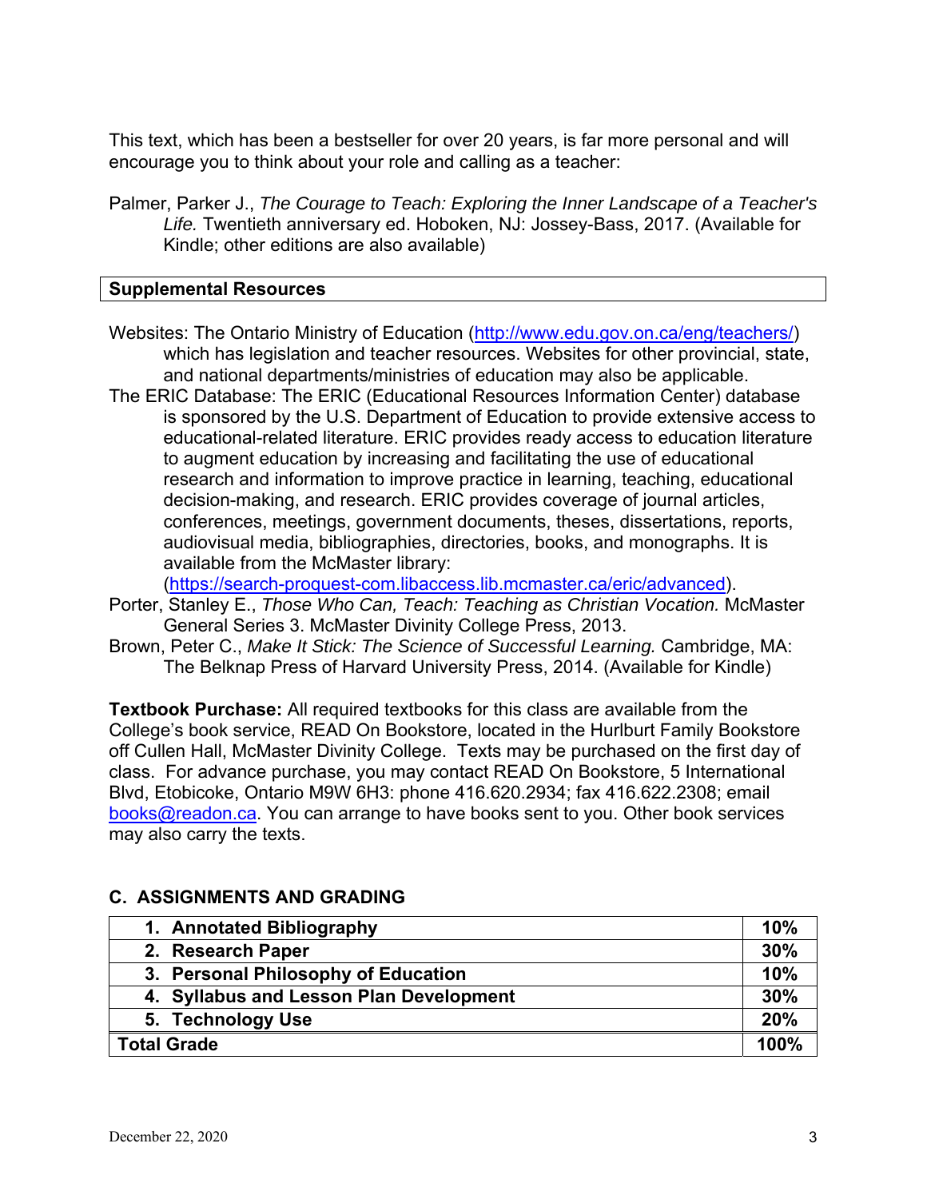This text, which has been a bestseller for over 20 years, is far more personal and will encourage you to think about your role and calling as a teacher:

Palmer, Parker J., *The Courage to Teach: Exploring the Inner Landscape of a Teacher's Life.* Twentieth anniversary ed. Hoboken, NJ: Jossey-Bass, 2017. (Available for Kindle; other editions are also available)

**Supplemental Resources**

Websites: The Ontario Ministry of Education (http://www.edu.gov.on.ca/eng/teachers/) which has legislation and teacher resources. Websites for other provincial, state, and national departments/ministries of education may also be applicable.

The ERIC Database: The ERIC (Educational Resources Information Center) database is sponsored by the U.S. Department of Education to provide extensive access to educational-related literature. ERIC provides ready access to education literature to augment education by increasing and facilitating the use of educational research and information to improve practice in learning, teaching, educational decision-making, and research. ERIC provides coverage of journal articles, conferences, meetings, government documents, theses, dissertations, reports, audiovisual media, bibliographies, directories, books, and monographs. It is available from the McMaster library: (https://search-proquest-com.libaccess.lib.mcmaster.ca/eric/advanced).

Porter, Stanley E., *Those Who Can, Teach: Teaching as Christian Vocation.* McMaster General Series 3. McMaster Divinity College Press, 2013.

Brown, Peter C., *Make It Stick: The Science of Successful Learning.* Cambridge, MA: The Belknap Press of Harvard University Press, 2014. (Available for Kindle)

**Textbook Purchase:** All required textbooks for this class are available from the College's book service, READ On Bookstore, located in the Hurlburt Family Bookstore off Cullen Hall, McMaster Divinity College. Texts may be purchased on the first day of class. For advance purchase, you may contact READ On Bookstore, 5 International Blvd, Etobicoke, Ontario M9W 6H3: phone 416.620.2934; fax 416.622.2308; email books@readon.ca. You can arrange to have books sent to you. Other book services may also carry the texts.

## C. ASSIGNMENTS AND GRADING

| Assignment | Weight |
|---|---|
| **1. Annotated Bibliography** | **10%** |
| **2. Research Paper** | **30%** |
| **3. Personal Philosophy of Education** | **10%** |
| **4. Syllabus and Lesson Plan Development** | **30%** |
| **5. Technology Use** | **20%** |
| **Total Grade** | **100%** |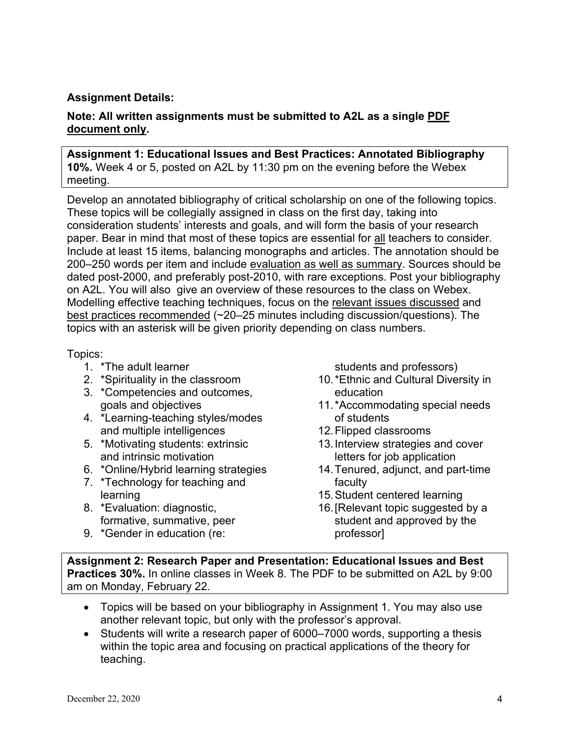**Assignment Details:**

**Note: All written assignments must be submitted to A2L as a single PDF document only.**

**Assignment 1: Educational Issues and Best Practices: Annotated Bibliography 10%.** Week 4 or 5, posted on A2L by 11:30 pm on the evening before the Webex meeting.

Develop an annotated bibliography of critical scholarship on one of the following topics. These topics will be collegially assigned in class on the first day, taking into consideration students' interests and goals, and will form the basis of your research paper. Bear in mind that most of these topics are essential for all teachers to consider. Include at least 15 items, balancing monographs and articles. The annotation should be 200–250 words per item and include evaluation as well as summary. Sources should be dated post-2000, and preferably post-2010, with rare exceptions. Post your bibliography on A2L. You will also give an overview of these resources to the class on Webex. Modelling effective teaching techniques, focus on the relevant issues discussed and best practices recommended (~20–25 minutes including discussion/questions). The topics with an asterisk will be given priority depending on class numbers.

Topics:

1. *The adult learner
2. *Spirituality in the classroom
3. *Competencies and outcomes, goals and objectives
4. *Learning-teaching styles/modes and multiple intelligences
5. *Motivating students: extrinsic and intrinsic motivation
6. *Online/Hybrid learning strategies
7. *Technology for teaching and learning
8. *Evaluation: diagnostic, formative, summative, peer
9. *Gender in education (re: students and professors)
10. *Ethnic and Cultural Diversity in education
11. *Accommodating special needs of students
12. Flipped classrooms
13. Interview strategies and cover letters for job application
14. Tenured, adjunct, and part-time faculty
15. Student centered learning
16. [Relevant topic suggested by a student and approved by the professor]

**Assignment 2: Research Paper and Presentation: Educational Issues and Best Practices 30%.** In online classes in Week 8. The PDF to be submitted on A2L by 9:00 am on Monday, February 22.

- Topics will be based on your bibliography in Assignment 1. You may also use another relevant topic, but only with the professor's approval.
- Students will write a research paper of 6000–7000 words, supporting a thesis within the topic area and focusing on practical applications of the theory for teaching.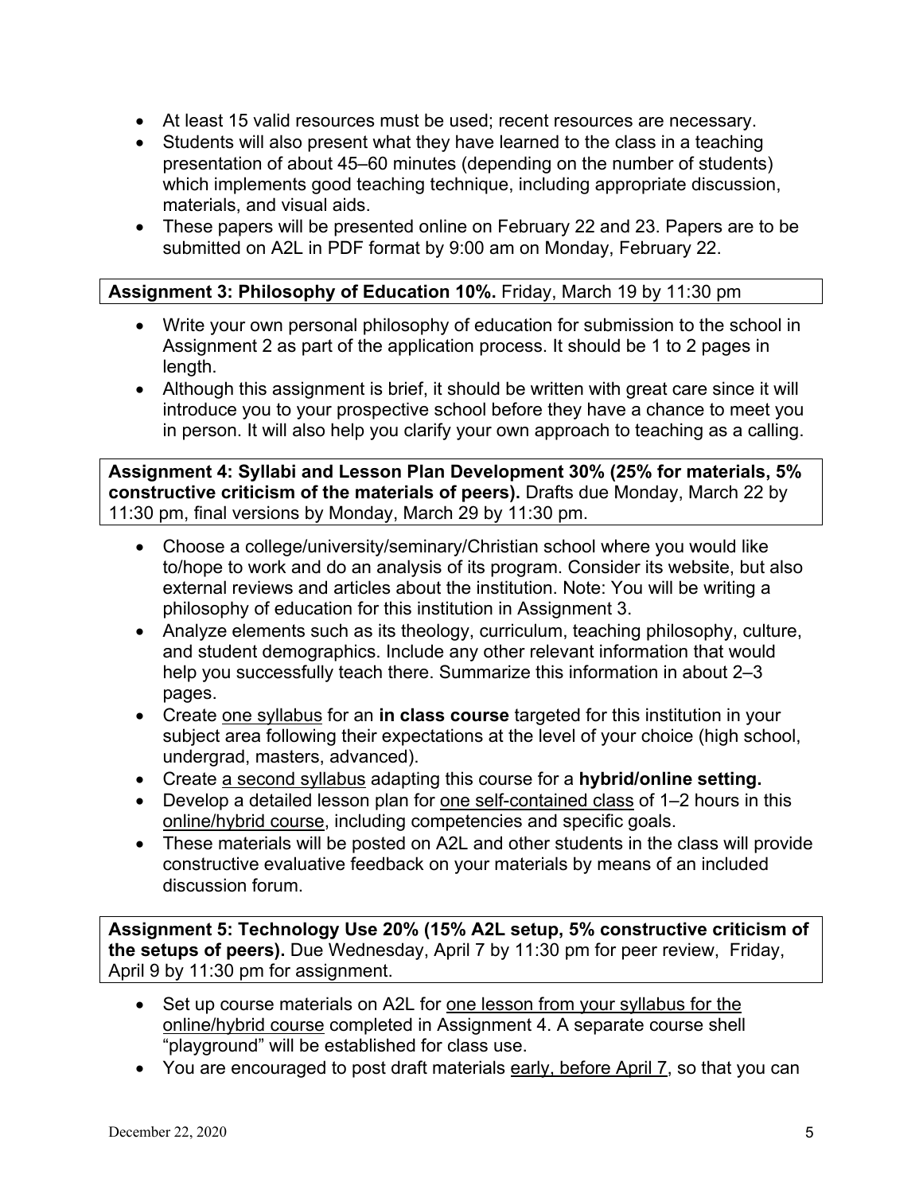- At least 15 valid resources must be used; recent resources are necessary.
- Students will also present what they have learned to the class in a teaching presentation of about 45–60 minutes (depending on the number of students) which implements good teaching technique, including appropriate discussion, materials, and visual aids.
- These papers will be presented online on February 22 and 23. Papers are to be submitted on A2L in PDF format by 9:00 am on Monday, February 22.

**Assignment 3: Philosophy of Education 10%.** Friday, March 19 by 11:30 pm

- Write your own personal philosophy of education for submission to the school in Assignment 2 as part of the application process. It should be 1 to 2 pages in length.
- Although this assignment is brief, it should be written with great care since it will introduce you to your prospective school before they have a chance to meet you in person. It will also help you clarify your own approach to teaching as a calling.

**Assignment 4: Syllabi and Lesson Plan Development 30% (25% for materials, 5% constructive criticism of the materials of peers).** Drafts due Monday, March 22 by 11:30 pm, final versions by Monday, March 29 by 11:30 pm.

- Choose a college/university/seminary/Christian school where you would like to/hope to work and do an analysis of its program. Consider its website, but also external reviews and articles about the institution. Note: You will be writing a philosophy of education for this institution in Assignment 3.
- Analyze elements such as its theology, curriculum, teaching philosophy, culture, and student demographics. Include any other relevant information that would help you successfully teach there. Summarize this information in about 2–3 pages.
- Create <u>one syllabus</u> for an **in class course** targeted for this institution in your subject area following their expectations at the level of your choice (high school, undergrad, masters, advanced).
- Create <u>a second syllabus</u> adapting this course for a **hybrid/online setting.**
- Develop a detailed lesson plan for <u>one self-contained class</u> of 1–2 hours in this <u>online/hybrid course</u>, including competencies and specific goals.
- These materials will be posted on A2L and other students in the class will provide constructive evaluative feedback on your materials by means of an included discussion forum.

**Assignment 5: Technology Use 20% (15% A2L setup, 5% constructive criticism of the setups of peers).** Due Wednesday, April 7 by 11:30 pm for peer review, Friday, April 9 by 11:30 pm for assignment.

- Set up course materials on A2L for <u>one lesson from your syllabus for the online/hybrid course</u> completed in Assignment 4. A separate course shell "playground" will be established for class use.
- You are encouraged to post draft materials <u>early, before April 7</u>, so that you can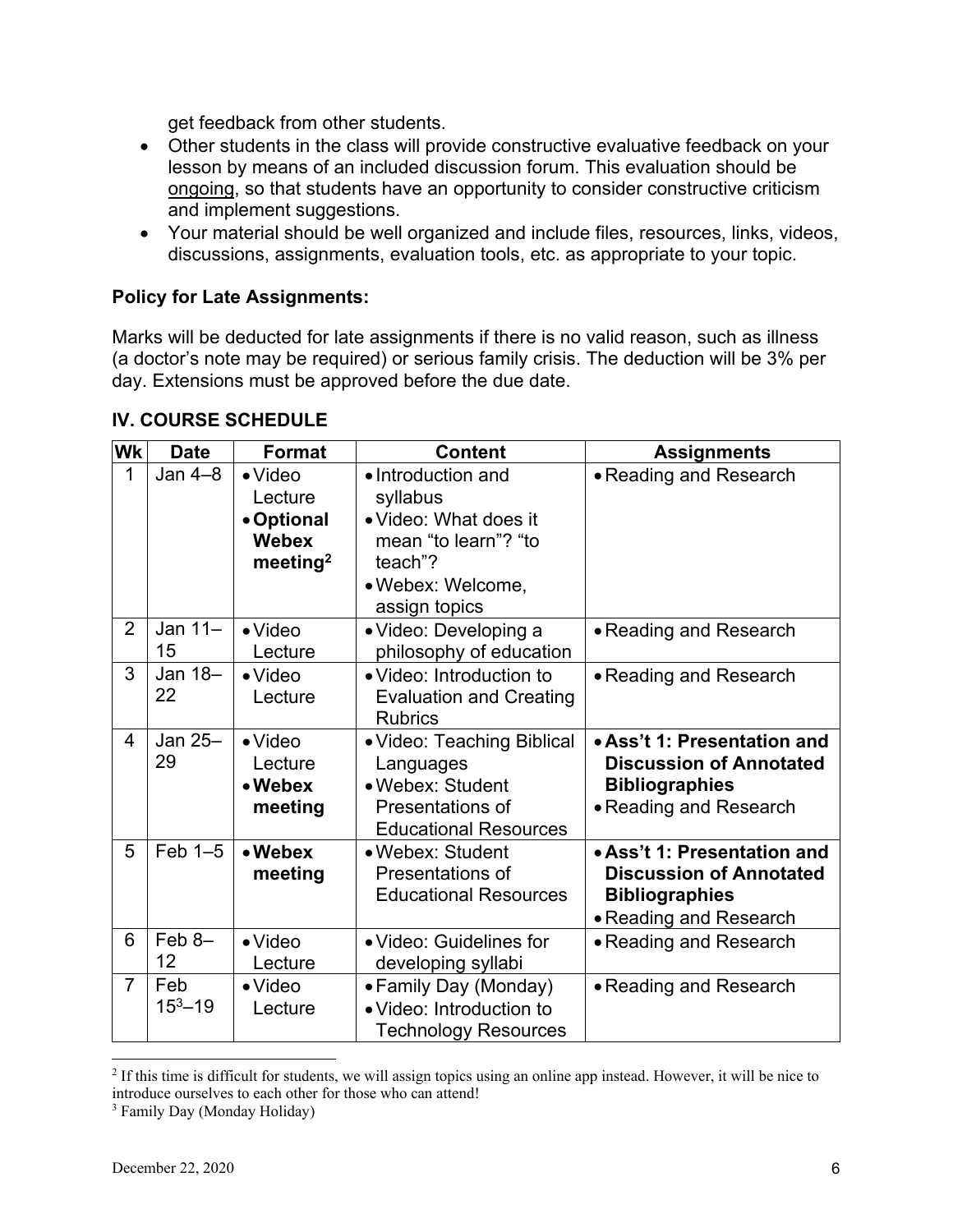get feedback from other students.

- Other students in the class will provide constructive evaluative feedback on your lesson by means of an included discussion forum. This evaluation should be ongoing, so that students have an opportunity to consider constructive criticism and implement suggestions.
- Your material should be well organized and include files, resources, links, videos, discussions, assignments, evaluation tools, etc. as appropriate to your topic.

**Policy for Late Assignments:**

Marks will be deducted for late assignments if there is no valid reason, such as illness (a doctor's note may be required) or serious family crisis. The deduction will be 3% per day. Extensions must be approved before the due date.

## IV. COURSE SCHEDULE

| Wk | Date | Format | Content | Assignments |
|---|---|---|---|---|
| 1 | Jan 4–8 | • Video Lecture<br>• **Optional Webex meeting[2]** | • Introduction and syllabus<br>• Video: What does it mean "to learn"? "to teach"?<br>• Webex: Welcome, assign topics | • Reading and Research |
| 2 | Jan 11–15 | • Video Lecture | • Video: Developing a philosophy of education | • Reading and Research |
| 3 | Jan 18–22 | • Video Lecture | • Video: Introduction to Evaluation and Creating Rubrics | • Reading and Research |
| 4 | Jan 25–29 | • Video Lecture<br>• **Webex meeting** | • Video: Teaching Biblical Languages<br>• Webex: Student Presentations of Educational Resources | • **Ass't 1: Presentation and Discussion of Annotated Bibliographies**<br>• Reading and Research |
| 5 | Feb 1–5 | • **Webex meeting** | • Webex: Student Presentations of Educational Resources | • **Ass't 1: Presentation and Discussion of Annotated Bibliographies**<br>• Reading and Research |
| 6 | Feb 8–12 | • Video Lecture | • Video: Guidelines for developing syllabi | • Reading and Research |
| 7 | Feb 15[3]–19 | • Video Lecture | • Family Day (Monday)<br>• Video: Introduction to Technology Resources | • Reading and Research |

[2] If this time is difficult for students, we will assign topics using an online app instead. However, it will be nice to introduce ourselves to each other for those who can attend!

[3] Family Day (Monday Holiday)

December 22, 2020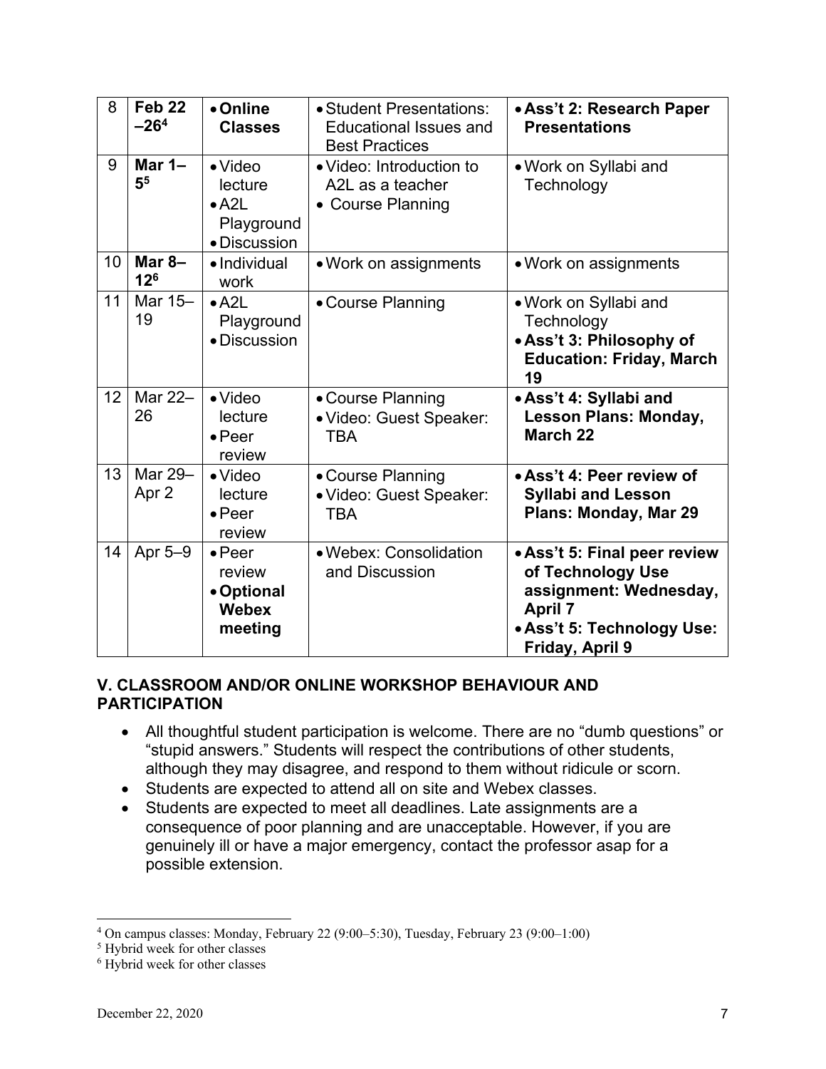| 8 | **Feb 22 –26[4]** | • **Online Classes** | • Student Presentations: Educational Issues and Best Practices | • **Ass't 2: Research Paper Presentations** |
|---|---|---|---|---|
| 9 | **Mar 1–5[5]** | • Video lecture<br>• A2L Playground<br>• Discussion | • Video: Introduction to A2L as a teacher<br>• Course Planning | • Work on Syllabi and Technology |
| 10 | **Mar 8–12[6]** | • Individual work | • Work on assignments | • Work on assignments |
| 11 | Mar 15–19 | • A2L Playground<br>• Discussion | • Course Planning | • Work on Syllabi and Technology<br>• **Ass't 3: Philosophy of Education: Friday, March 19** |
| 12 | Mar 22–26 | • Video lecture<br>• Peer review | • Course Planning<br>• Video: Guest Speaker: TBA | • **Ass't 4: Syllabi and Lesson Plans: Monday, March 22** |
| 13 | Mar 29–Apr 2 | • Video lecture<br>• Peer review | • Course Planning<br>• Video: Guest Speaker: TBA | • **Ass't 4: Peer review of Syllabi and Lesson Plans: Monday, Mar 29** |
| 14 | Apr 5–9 | • Peer review<br>• **Optional Webex meeting** | • Webex: Consolidation and Discussion | • **Ass't 5: Final peer review of Technology Use assignment: Wednesday, April 7**<br>• **Ass't 5: Technology Use: Friday, April 9** |

## V. CLASSROOM AND/OR ONLINE WORKSHOP BEHAVIOUR AND PARTICIPATION

- All thoughtful student participation is welcome. There are no "dumb questions" or "stupid answers." Students will respect the contributions of other students, although they may disagree, and respond to them without ridicule or scorn.
- Students are expected to attend all on site and Webex classes.
- Students are expected to meet all deadlines. Late assignments are a consequence of poor planning and are unacceptable. However, if you are genuinely ill or have a major emergency, contact the professor asap for a possible extension.

---

[4] On campus classes: Monday, February 22 (9:00–5:30), Tuesday, February 23 (9:00–1:00)

[5] Hybrid week for other classes

[6] Hybrid week for other classes

December 22, 2020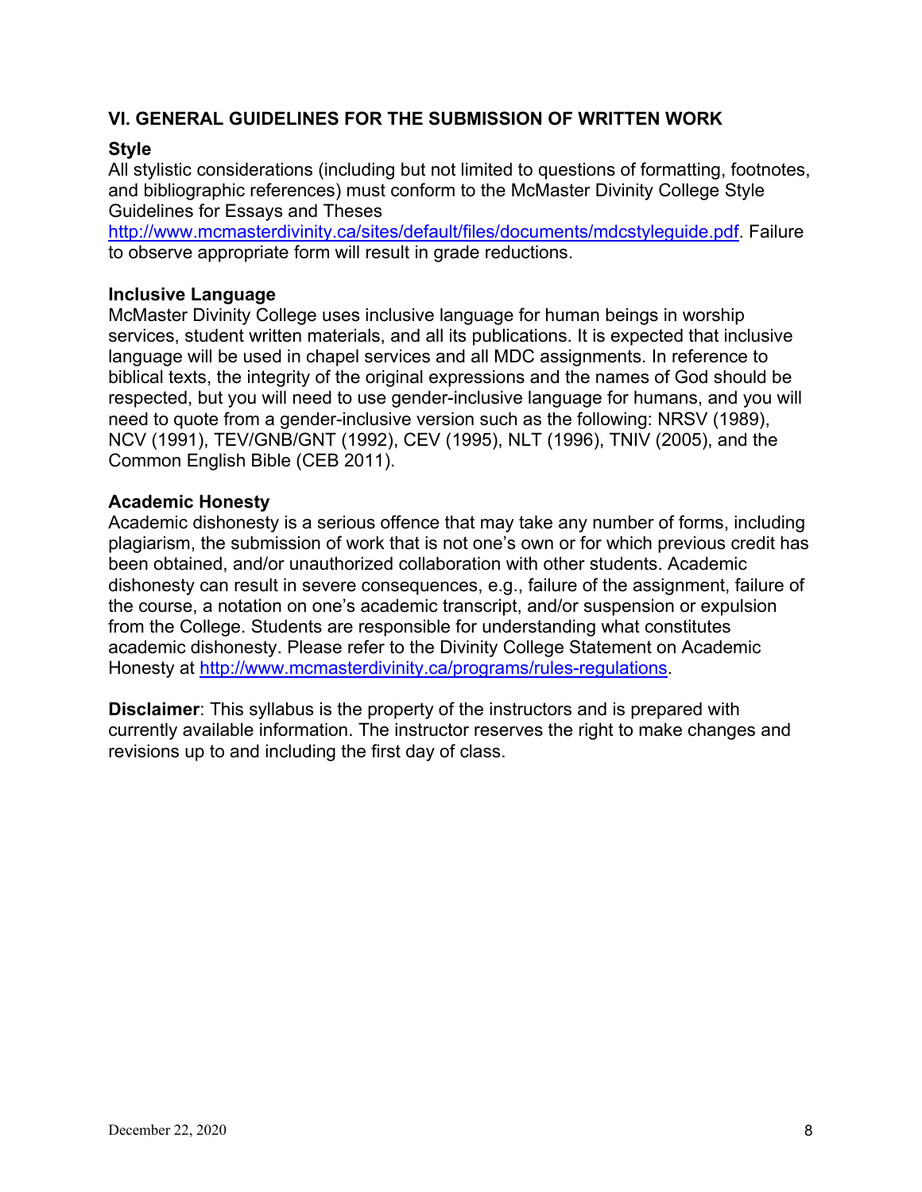## VI. GENERAL GUIDELINES FOR THE SUBMISSION OF WRITTEN WORK

### Style

All stylistic considerations (including but not limited to questions of formatting, footnotes, and bibliographic references) must conform to the McMaster Divinity College Style Guidelines for Essays and Theses http://www.mcmasterdivinity.ca/sites/default/files/documents/mdcstyleguide.pdf. Failure to observe appropriate form will result in grade reductions.

### Inclusive Language

McMaster Divinity College uses inclusive language for human beings in worship services, student written materials, and all its publications. It is expected that inclusive language will be used in chapel services and all MDC assignments. In reference to biblical texts, the integrity of the original expressions and the names of God should be respected, but you will need to use gender-inclusive language for humans, and you will need to quote from a gender-inclusive version such as the following: NRSV (1989), NCV (1991), TEV/GNB/GNT (1992), CEV (1995), NLT (1996), TNIV (2005), and the Common English Bible (CEB 2011).

### Academic Honesty

Academic dishonesty is a serious offence that may take any number of forms, including plagiarism, the submission of work that is not one's own or for which previous credit has been obtained, and/or unauthorized collaboration with other students. Academic dishonesty can result in severe consequences, e.g., failure of the assignment, failure of the course, a notation on one's academic transcript, and/or suspension or expulsion from the College. Students are responsible for understanding what constitutes academic dishonesty. Please refer to the Divinity College Statement on Academic Honesty at http://www.mcmasterdivinity.ca/programs/rules-regulations.

**Disclaimer**: This syllabus is the property of the instructors and is prepared with currently available information. The instructor reserves the right to make changes and revisions up to and including the first day of class.

December 22, 2020